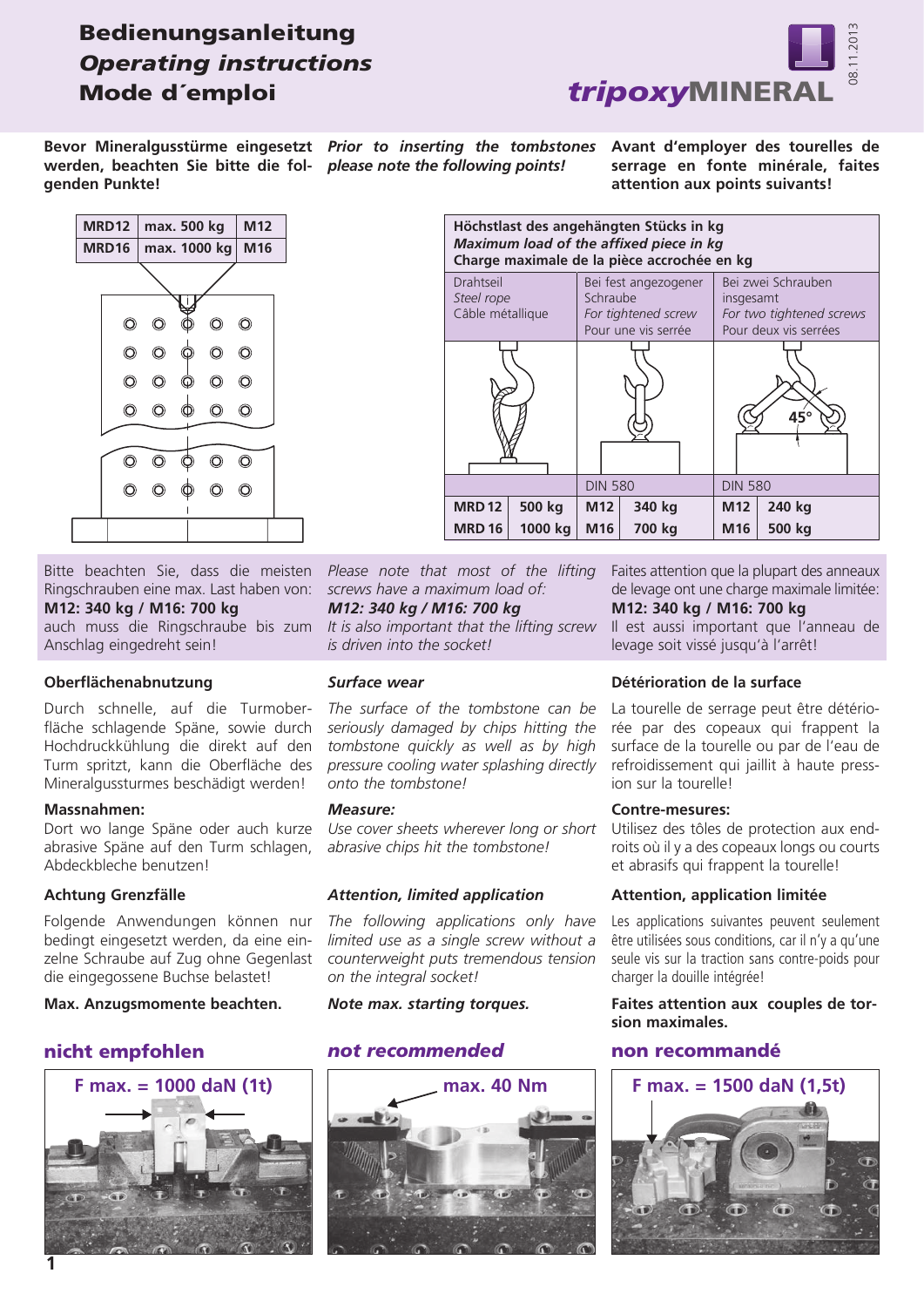# Bedienungsanleitung
# *Operating instructions*
# Mode d´emploi

**tripoxyMINERAL**

08.11.2013

**Bevor Mineralgusstürme eingesetzt werden, beachten Sie bitte die folgenden Punkte!**

***Prior to inserting the tombstones please note the following points!***

**Avant d'employer des tourelles de serrage en fonte minérale, faites attention aux points suivants!**

| MRD12 | max. 500 kg | M12 |
|---|---|---|
| MRD16 | max. 1000 kg | M16 |

| Höchstlast des angehängten Stücks in kg / *Maximum load of the affixed piece in kg* / Charge maximale de la pièce accrochée en kg | | | | | |
|---|---|---|---|---|---|
| Drahtseil / *Steel rope* / Câble métallique | | Bei fest angezogener Schraube / *For tightened screw* / Pour une vis serrée | | Bei zwei Schrauben insgesamt / *For two tightened screws* / Pour deux vis serrées | |
| | | DIN 580 | | DIN 580 | |
| **MRD 12** | **500 kg** | **M12** | **340 kg** | **M12** | **240 kg** |
| **MRD 16** | **1000 kg** | **M16** | **700 kg** | **M16** | **500 kg** |

45°

Bitte beachten Sie, dass die meisten Ringschrauben eine max. Last haben von:
**M12: 340 kg / M16: 700 kg**
auch muss die Ringschraube bis zum Anschlag eingedreht sein!

*Please note that most of the lifting screws have a maximum load of:*
***M12: 340 kg / M16: 700 kg***
*It is also important that the lifting screw is driven into the socket!*

Faites attention que la plupart des anneaux de levage ont une charge maximale limitée:
**M12: 340 kg / M16: 700 kg**
Il est aussi important que l'anneau de levage soit vissé jusqu'à l'arrêt!

### Oberflächenabnutzung

Durch schnelle, auf die Turmoberfläche schlagende Späne, sowie durch Hochdruckkühlung die direkt auf den Turm spritzt, kann die Oberfläche des Mineralgussturmes beschädigt werden!

**Massnahmen:**
Dort wo lange Späne oder auch kurze abrasive Späne auf den Turm schlagen, Abdeckbleche benutzen!

### *Surface wear*

*The surface of the tombstone can be seriously damaged by chips hitting the tombstone quickly as well as by high pressure cooling water splashing directly onto the tombstone!*

***Measure:***
*Use cover sheets wherever long or short abrasive chips hit the tombstone!*

### Détérioration de la surface

La tourelle de serrage peut être détériorée par des copeaux qui frappent la surface de la tourelle ou par de l'eau de refroidissement qui jaillit à haute pression sur la tourelle!

**Contre-mesures:**
Utilisez des tôles de protection aux endroits où il y a des copeaux longs ou courts et abrasifs qui frappent la tourelle!

### Achtung Grenzfälle

Folgende Anwendungen können nur bedingt eingesetzt werden, da eine einzelne Schraube auf Zug ohne Gegenlast die eingegossene Buchse belastet!

**Max. Anzugsmomente beachten.**

### *Attention, limited application*

*The following applications only have limited use as a single screw without a counterweight puts tremendous tension on the integral socket!*

***Note max. starting torques.***

### Attention, application limitée

Les applications suivantes peuvent seulement être utilisées sous conditions, car il n'y a qu'une seule vis sur la traction sans contre-poids pour charger la douille intégrée!

**Faites attention aux couples de torsion maximales.**

## nicht empfohlen / *not recommended* / non recommandé

F max. = 1000 daN (1t)

max. 40 Nm

F max. = 1500 daN (1,5t)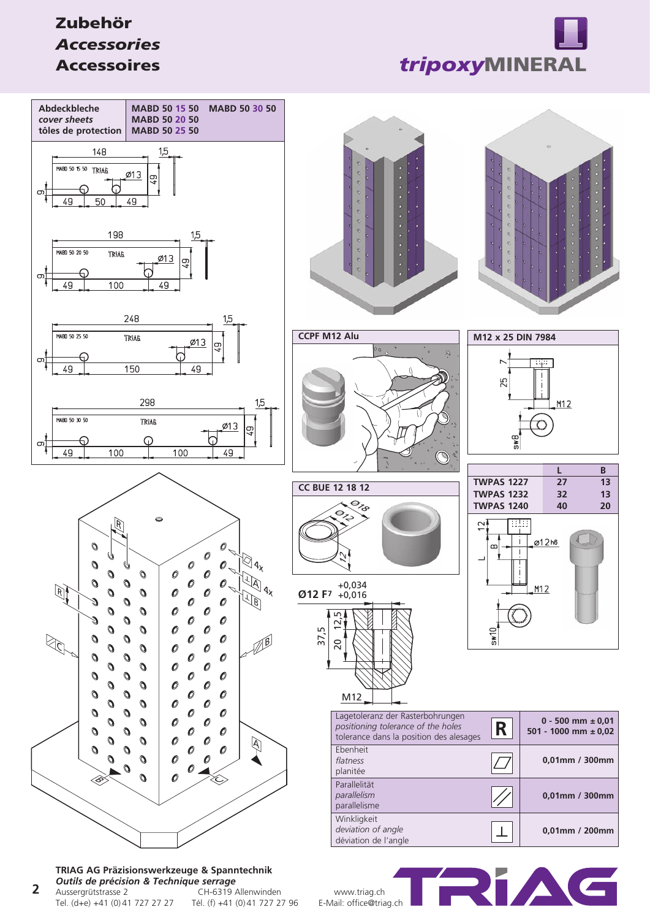# Zubehör
# *Accessories*
# Accessoires

**tripoxyMINERAL**

| Abdeckbleche *cover sheets* tôles de protection | MABD 50 15 50 MABD 50 20 50 MABD 50 25 50 | MABD 50 30 50 |
|---|---|---|

148
1,5
MABD 50 15 50 TRIAG
Ø13
49
9
49 50 49

198
1,5
MABD 50 20 50 TRIAG
Ø13
49
9
49 100 49

248
1,5
MABD 50 25 50 TRIAG
Ø13
49
9
49 150 49

298
1,5
MABD 50 30 50 TRIAG
Ø13
49
9
49 100 100 49

**CCPF M12 Alu**

**M12 x 25 DIN 7984**

7
25
M12
SW8

**CC BUE 12 18 12**

Ø18
Ø12
12

Ø12 F7 +0,034 / +0,016

37,5
12,5
20
M12

| | L | B |
|---|---|---|
| TWPAS 1227 | 27 | 13 |
| TWPAS 1232 | 32 | 13 |
| TWPAS 1240 | 40 | 20 |

12
B
L
Ø12 h6
M12
SW10

R
4x
A 4x
B
C
B
A
B
C

| | | |
|---|---|---|
| Lagetoleranz der Rasterbohrungen *positioning tolerance of the holes* tolerance dans la position des alesages | R | 0 - 500 mm ± 0,01 501 - 1000 mm ± 0,02 |
| Ebenheit *flatness* planitée | ⏥ | 0,01mm / 300mm |
| Parallelität *parallelism* parallelisme | // | 0,01mm / 300mm |
| Winkligkeit *deviation of angle* déviation de l'angle | ⊥ | 0,01mm / 200mm |

**TRIAG AG Präzisionswerkzeuge & Spanntechnik**
***Outils de précision & Technique serrage***
Aussergrütstrasse 2 CH-6319 Allenwinden www.triag.ch
Tel. (d+e) +41 (0)41 727 27 27 Tél. (f) +41 (0)41 727 27 96 E-Mail: office@triag.ch

TRIAG